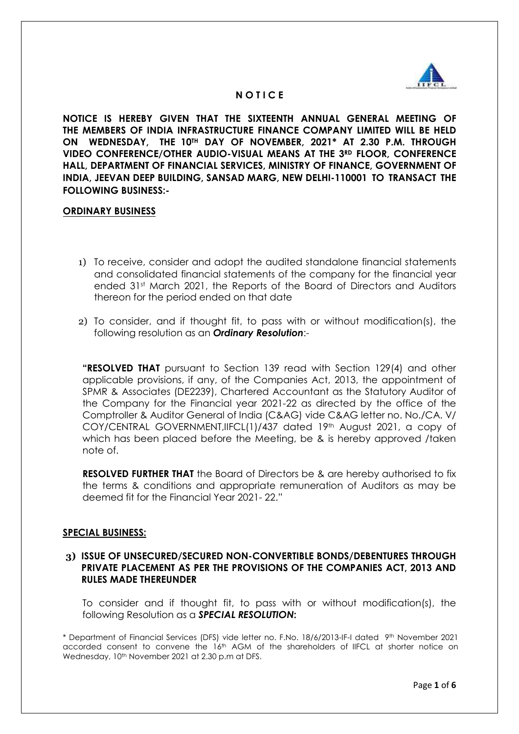# N O T I C E

**NOTICE IS HEREBY GIVEN THAT THE SIXTEENTH ANNUAL GENERAL MEETING OF THE MEMBERS OF INDIA INFRASTRUCTURE FINANCE COMPANY LIMITED WILL BE HELD ON WEDNESDAY, THE 10TH DAY OF NOVEMBER, 2021* AT 2.30 P.M. THROUGH VIDEO CONFERENCE/OTHER AUDIO-VISUAL MEANS AT THE 3RD FLOOR, CONFERENCE HALL, DEPARTMENT OF FINANCIAL SERVICES, MINISTRY OF FINANCE, GOVERNMENT OF INDIA, JEEVAN DEEP BUILDING, SANSAD MARG, NEW DELHI-110001 TO TRANSACT THE FOLLOWING BUSINESS:-**

## ORDINARY BUSINESS

1) To receive, consider and adopt the audited standalone financial statements and consolidated financial statements of the company for the financial year ended 31st March 2021, the Reports of the Board of Directors and Auditors thereon for the period ended on that date

2) To consider, and if thought fit, to pass with or without modification(s), the following resolution as an ***Ordinary Resolution***:-

**"RESOLVED THAT** pursuant to Section 139 read with Section 129(4) and other applicable provisions, if any, of the Companies Act, 2013, the appointment of SPMR & Associates (DE2239), Chartered Accountant as the Statutory Auditor of the Company for the Financial year 2021-22 as directed by the office of the Comptroller & Auditor General of India (C&AG) vide C&AG letter no. No./CA. V/ COY/CENTRAL GOVERNMENT,IIFCL(1)/437 dated 19th August 2021, a copy of which has been placed before the Meeting, be & is hereby approved /taken note of.

**RESOLVED FURTHER THAT** the Board of Directors be & are hereby authorised to fix the terms & conditions and appropriate remuneration of Auditors as may be deemed fit for the Financial Year 2021- 22."

## SPECIAL BUSINESS:

### 3) ISSUE OF UNSECURED/SECURED NON-CONVERTIBLE BONDS/DEBENTURES THROUGH PRIVATE PLACEMENT AS PER THE PROVISIONS OF THE COMPANIES ACT, 2013 AND RULES MADE THEREUNDER

To consider and if thought fit, to pass with or without modification(s), the following Resolution as a ***SPECIAL RESOLUTION*:**

\* Department of Financial Services (DFS) vide letter no. F.No. 18/6/2013-IF-I dated 9th November 2021 accorded consent to convene the 16th AGM of the shareholders of IIFCL at shorter notice on Wednesday, 10th November 2021 at 2.30 p.m at DFS.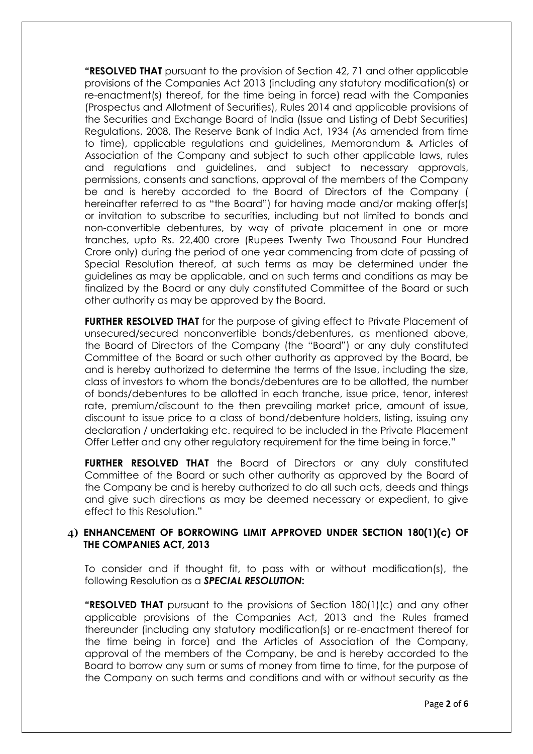**"RESOLVED THAT** pursuant to the provision of Section 42, 71 and other applicable provisions of the Companies Act 2013 (including any statutory modification(s) or re-enactment(s) thereof, for the time being in force) read with the Companies (Prospectus and Allotment of Securities), Rules 2014 and applicable provisions of the Securities and Exchange Board of India (Issue and Listing of Debt Securities) Regulations, 2008, The Reserve Bank of India Act, 1934 (As amended from time to time), applicable regulations and guidelines, Memorandum & Articles of Association of the Company and subject to such other applicable laws, rules and regulations and guidelines, and subject to necessary approvals, permissions, consents and sanctions, approval of the members of the Company be and is hereby accorded to the Board of Directors of the Company ( hereinafter referred to as "the Board") for having made and/or making offer(s) or invitation to subscribe to securities, including but not limited to bonds and non-convertible debentures, by way of private placement in one or more tranches, upto Rs. 22,400 crore (Rupees Twenty Two Thousand Four Hundred Crore only) during the period of one year commencing from date of passing of Special Resolution thereof, at such terms as may be determined under the guidelines as may be applicable, and on such terms and conditions as may be finalized by the Board or any duly constituted Committee of the Board or such other authority as may be approved by the Board.

**FURTHER RESOLVED THAT** for the purpose of giving effect to Private Placement of unsecured/secured nonconvertible bonds/debentures, as mentioned above, the Board of Directors of the Company (the "Board") or any duly constituted Committee of the Board or such other authority as approved by the Board, be and is hereby authorized to determine the terms of the Issue, including the size, class of investors to whom the bonds/debentures are to be allotted, the number of bonds/debentures to be allotted in each tranche, issue price, tenor, interest rate, premium/discount to the then prevailing market price, amount of issue, discount to issue price to a class of bond/debenture holders, listing, issuing any declaration / undertaking etc. required to be included in the Private Placement Offer Letter and any other regulatory requirement for the time being in force."

**FURTHER RESOLVED THAT** the Board of Directors or any duly constituted Committee of the Board or such other authority as approved by the Board of the Company be and is hereby authorized to do all such acts, deeds and things and give such directions as may be deemed necessary or expedient, to give effect to this Resolution."

**4) ENHANCEMENT OF BORROWING LIMIT APPROVED UNDER SECTION 180(1)(c) OF THE COMPANIES ACT, 2013**

To consider and if thought fit, to pass with or without modification(s), the following Resolution as a ***SPECIAL RESOLUTION*:**

**"RESOLVED THAT** pursuant to the provisions of Section 180(1)(c) and any other applicable provisions of the Companies Act, 2013 and the Rules framed thereunder (including any statutory modification(s) or re-enactment thereof for the time being in force) and the Articles of Association of the Company, approval of the members of the Company, be and is hereby accorded to the Board to borrow any sum or sums of money from time to time, for the purpose of the Company on such terms and conditions and with or without security as the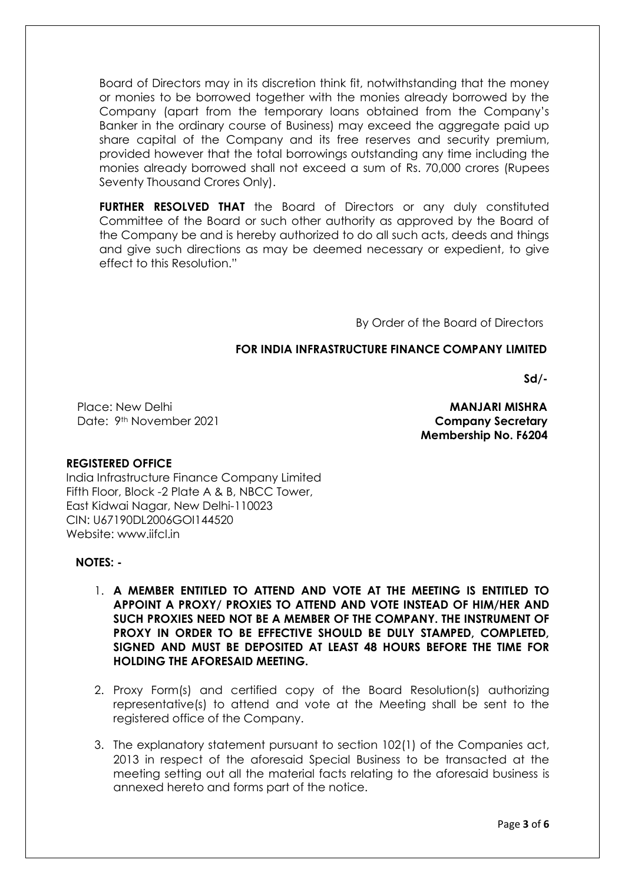Board of Directors may in its discretion think fit, notwithstanding that the money or monies to be borrowed together with the monies already borrowed by the Company (apart from the temporary loans obtained from the Company's Banker in the ordinary course of Business) may exceed the aggregate paid up share capital of the Company and its free reserves and security premium, provided however that the total borrowings outstanding any time including the monies already borrowed shall not exceed a sum of Rs. 70,000 crores (Rupees Seventy Thousand Crores Only).

**FURTHER RESOLVED THAT** the Board of Directors or any duly constituted Committee of the Board or such other authority as approved by the Board of the Company be and is hereby authorized to do all such acts, deeds and things and give such directions as may be deemed necessary or expedient, to give effect to this Resolution."

By Order of the Board of Directors

**FOR INDIA INFRASTRUCTURE FINANCE COMPANY LIMITED**

**Sd/-**

Place: New Delhi
Date: 9th November 2021

**MANJARI MISHRA**
**Company Secretary**
**Membership No. F6204**

**REGISTERED OFFICE**
India Infrastructure Finance Company Limited
Fifth Floor, Block -2 Plate A & B, NBCC Tower,
East Kidwai Nagar, New Delhi-110023
CIN: U67190DL2006GOI144520
Website: www.iifcl.in

**NOTES: -**

1. **A MEMBER ENTITLED TO ATTEND AND VOTE AT THE MEETING IS ENTITLED TO APPOINT A PROXY/ PROXIES TO ATTEND AND VOTE INSTEAD OF HIM/HER AND SUCH PROXIES NEED NOT BE A MEMBER OF THE COMPANY. THE INSTRUMENT OF PROXY IN ORDER TO BE EFFECTIVE SHOULD BE DULY STAMPED, COMPLETED, SIGNED AND MUST BE DEPOSITED AT LEAST 48 HOURS BEFORE THE TIME FOR HOLDING THE AFORESAID MEETING.**

2. Proxy Form(s) and certified copy of the Board Resolution(s) authorizing representative(s) to attend and vote at the Meeting shall be sent to the registered office of the Company.

3. The explanatory statement pursuant to section 102(1) of the Companies act, 2013 in respect of the aforesaid Special Business to be transacted at the meeting setting out all the material facts relating to the aforesaid business is annexed hereto and forms part of the notice.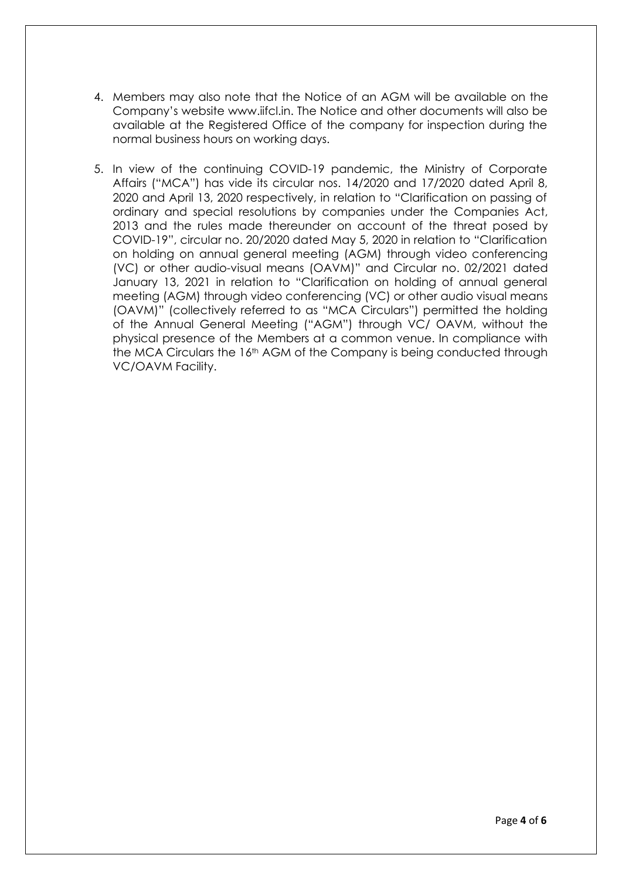4. Members may also note that the Notice of an AGM will be available on the Company's website www.iifcl.in. The Notice and other documents will also be available at the Registered Office of the company for inspection during the normal business hours on working days.

5. In view of the continuing COVID-19 pandemic, the Ministry of Corporate Affairs ("MCA") has vide its circular nos. 14/2020 and 17/2020 dated April 8, 2020 and April 13, 2020 respectively, in relation to "Clarification on passing of ordinary and special resolutions by companies under the Companies Act, 2013 and the rules made thereunder on account of the threat posed by COVID-19", circular no. 20/2020 dated May 5, 2020 in relation to "Clarification on holding on annual general meeting (AGM) through video conferencing (VC) or other audio-visual means (OAVM)" and Circular no. 02/2021 dated January 13, 2021 in relation to "Clarification on holding of annual general meeting (AGM) through video conferencing (VC) or other audio visual means (OAVM)" (collectively referred to as "MCA Circulars") permitted the holding of the Annual General Meeting ("AGM") through VC/ OAVM, without the physical presence of the Members at a common venue. In compliance with the MCA Circulars the 16th AGM of the Company is being conducted through VC/OAVM Facility.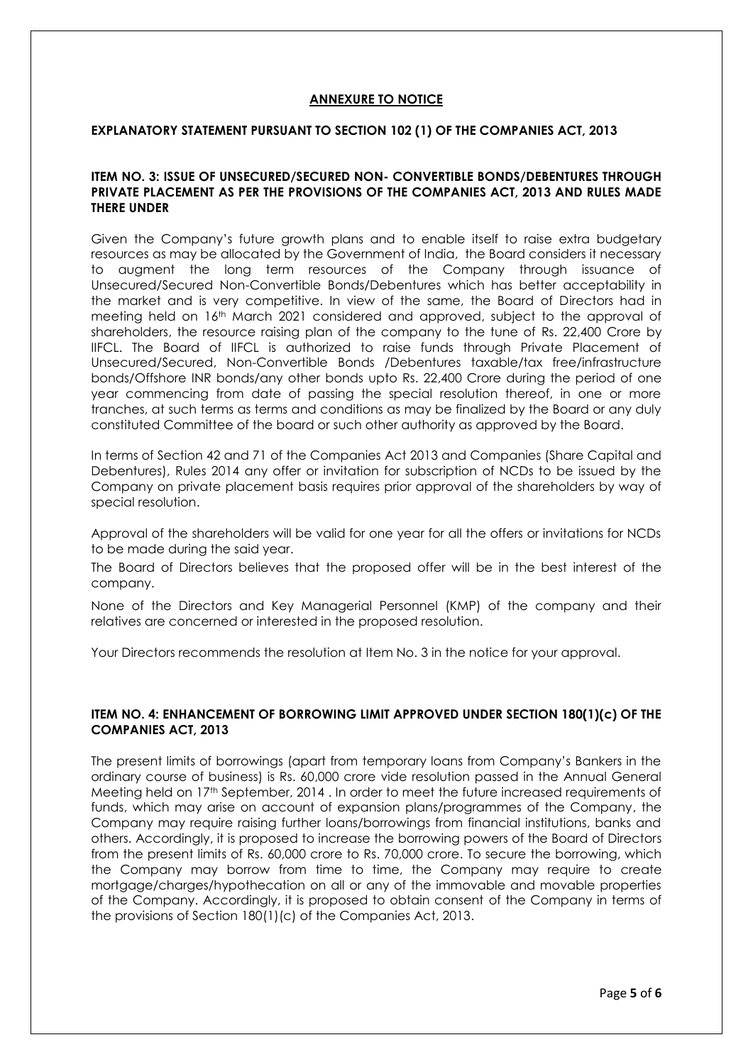## ANNEXURE TO NOTICE

### EXPLANATORY STATEMENT PURSUANT TO SECTION 102 (1) OF THE COMPANIES ACT, 2013

### ITEM NO. 3: ISSUE OF UNSECURED/SECURED NON- CONVERTIBLE BONDS/DEBENTURES THROUGH PRIVATE PLACEMENT AS PER THE PROVISIONS OF THE COMPANIES ACT, 2013 AND RULES MADE THERE UNDER

Given the Company's future growth plans and to enable itself to raise extra budgetary resources as may be allocated by the Government of India, the Board considers it necessary to augment the long term resources of the Company through issuance of Unsecured/Secured Non-Convertible Bonds/Debentures which has better acceptability in the market and is very competitive. In view of the same, the Board of Directors had in meeting held on 16th March 2021 considered and approved, subject to the approval of shareholders, the resource raising plan of the company to the tune of Rs. 22,400 Crore by IIFCL. The Board of IIFCL is authorized to raise funds through Private Placement of Unsecured/Secured, Non-Convertible Bonds /Debentures taxable/tax free/infrastructure bonds/Offshore INR bonds/any other bonds upto Rs. 22,400 Crore during the period of one year commencing from date of passing the special resolution thereof, in one or more tranches, at such terms as terms and conditions as may be finalized by the Board or any duly constituted Committee of the board or such other authority as approved by the Board.

In terms of Section 42 and 71 of the Companies Act 2013 and Companies (Share Capital and Debentures), Rules 2014 any offer or invitation for subscription of NCDs to be issued by the Company on private placement basis requires prior approval of the shareholders by way of special resolution.

Approval of the shareholders will be valid for one year for all the offers or invitations for NCDs to be made during the said year.

The Board of Directors believes that the proposed offer will be in the best interest of the company.

None of the Directors and Key Managerial Personnel (KMP) of the company and their relatives are concerned or interested in the proposed resolution.

Your Directors recommends the resolution at Item No. 3 in the notice for your approval.

### ITEM NO. 4: ENHANCEMENT OF BORROWING LIMIT APPROVED UNDER SECTION 180(1)(c) OF THE COMPANIES ACT, 2013

The present limits of borrowings (apart from temporary loans from Company's Bankers in the ordinary course of business) is Rs. 60,000 crore vide resolution passed in the Annual General Meeting held on 17th September, 2014 . In order to meet the future increased requirements of funds, which may arise on account of expansion plans/programmes of the Company, the Company may require raising further loans/borrowings from financial institutions, banks and others. Accordingly, it is proposed to increase the borrowing powers of the Board of Directors from the present limits of Rs. 60,000 crore to Rs. 70,000 crore. To secure the borrowing, which the Company may borrow from time to time, the Company may require to create mortgage/charges/hypothecation on all or any of the immovable and movable properties of the Company. Accordingly, it is proposed to obtain consent of the Company in terms of the provisions of Section 180(1)(c) of the Companies Act, 2013.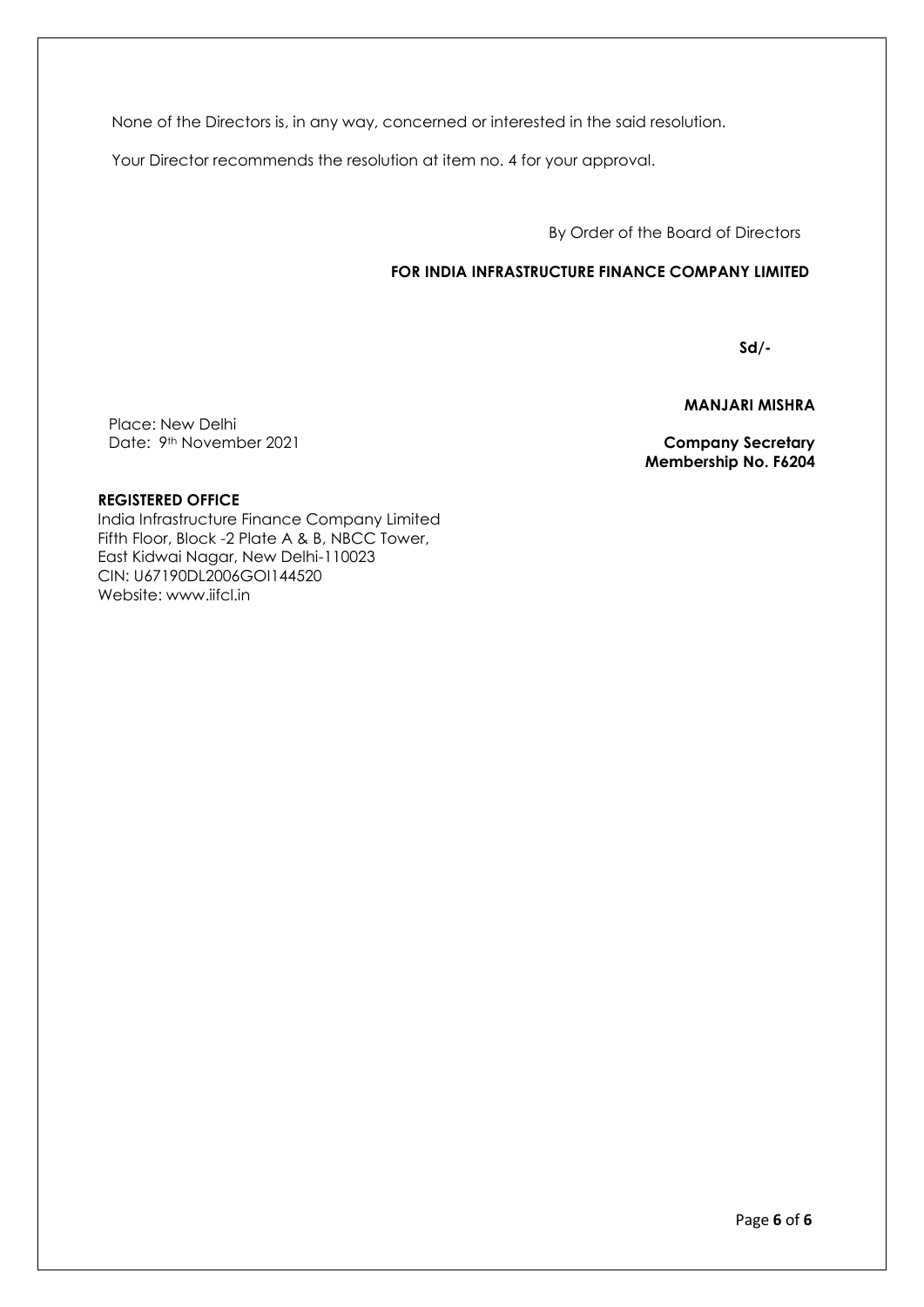None of the Directors is, in any way, concerned or interested in the said resolution.

Your Director recommends the resolution at item no. 4 for your approval.

By Order of the Board of Directors

**FOR INDIA INFRASTRUCTURE FINANCE COMPANY LIMITED**

**Sd/-**

**MANJARI MISHRA**

**Company Secretary**
**Membership No. F6204**

Place: New Delhi
Date: 9th November 2021

**REGISTERED OFFICE**
India Infrastructure Finance Company Limited
Fifth Floor, Block -2 Plate A & B, NBCC Tower,
East Kidwai Nagar, New Delhi-110023
CIN: U67190DL2006GOI144520
Website: www.iifcl.in